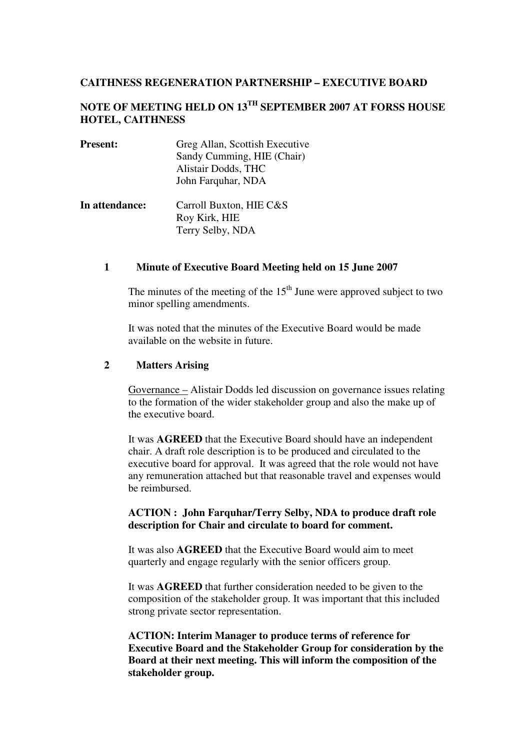# CAITHNESS REGENERATION PARTNERSHIP – EXECUTIVE BOARD

## NOTE OF MEETING HELD ON 13TH SEPTEMBER 2007 AT FORSS HOUSE HOTEL, CAITHNESS

**Present:** Greg Allan, Scottish Executive
Sandy Cumming, HIE (Chair)
Alistair Dodds, THC
John Farquhar, NDA

**In attendance:** Carroll Buxton, HIE C&S
Roy Kirk, HIE
Terry Selby, NDA

### 1 Minute of Executive Board Meeting held on 15 June 2007

The minutes of the meeting of the 15th June were approved subject to two minor spelling amendments.

It was noted that the minutes of the Executive Board would be made available on the website in future.

### 2 Matters Arising

Governance – Alistair Dodds led discussion on governance issues relating to the formation of the wider stakeholder group and also the make up of the executive board.

It was **AGREED** that the Executive Board should have an independent chair. A draft role description is to be produced and circulated to the executive board for approval. It was agreed that the role would not have any remuneration attached but that reasonable travel and expenses would be reimbursed.

**ACTION : John Farquhar/Terry Selby, NDA to produce draft role description for Chair and circulate to board for comment.**

It was also **AGREED** that the Executive Board would aim to meet quarterly and engage regularly with the senior officers group.

It was **AGREED** that further consideration needed to be given to the composition of the stakeholder group. It was important that this included strong private sector representation.

**ACTION: Interim Manager to produce terms of reference for Executive Board and the Stakeholder Group for consideration by the Board at their next meeting. This will inform the composition of the stakeholder group.**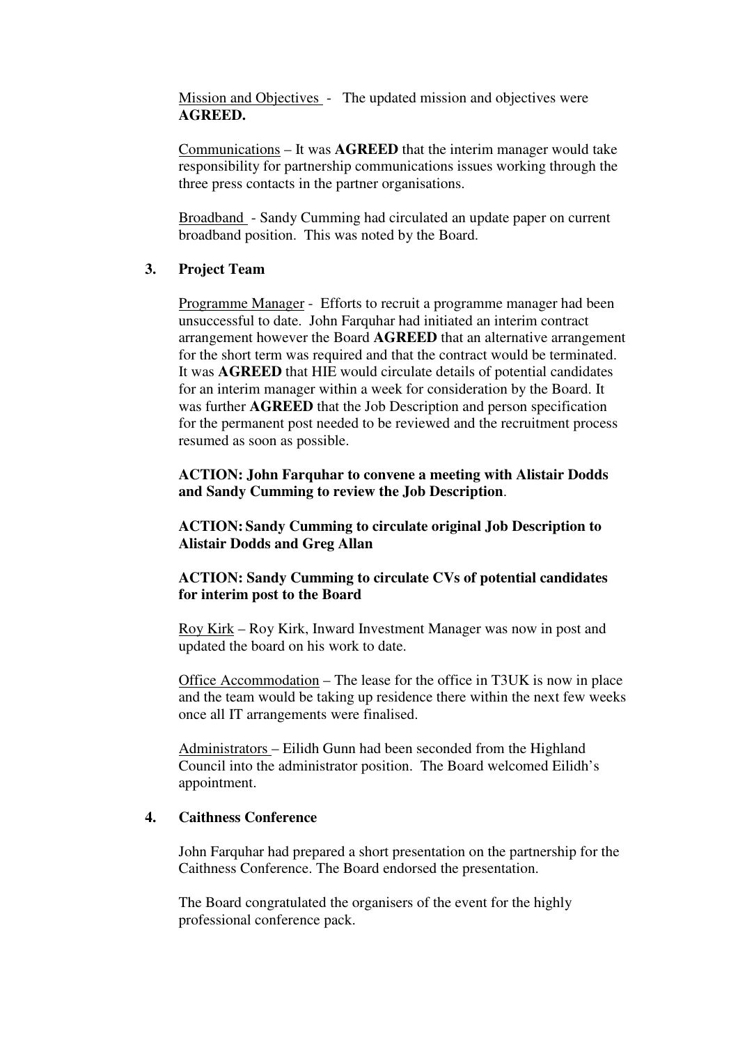Mission and Objectives - The updated mission and objectives were **AGREED.**

Communications – It was **AGREED** that the interim manager would take responsibility for partnership communications issues working through the three press contacts in the partner organisations.

Broadband - Sandy Cumming had circulated an update paper on current broadband position. This was noted by the Board.

**3. Project Team**

Programme Manager - Efforts to recruit a programme manager had been unsuccessful to date. John Farquhar had initiated an interim contract arrangement however the Board **AGREED** that an alternative arrangement for the short term was required and that the contract would be terminated. It was **AGREED** that HIE would circulate details of potential candidates for an interim manager within a week for consideration by the Board. It was further **AGREED** that the Job Description and person specification for the permanent post needed to be reviewed and the recruitment process resumed as soon as possible.

**ACTION: John Farquhar to convene a meeting with Alistair Dodds and Sandy Cumming to review the Job Description**.

**ACTION: Sandy Cumming to circulate original Job Description to Alistair Dodds and Greg Allan**

**ACTION: Sandy Cumming to circulate CVs of potential candidates for interim post to the Board**

Roy Kirk – Roy Kirk, Inward Investment Manager was now in post and updated the board on his work to date.

Office Accommodation – The lease for the office in T3UK is now in place and the team would be taking up residence there within the next few weeks once all IT arrangements were finalised.

Administrators – Eilidh Gunn had been seconded from the Highland Council into the administrator position. The Board welcomed Eilidh's appointment.

**4. Caithness Conference**

John Farquhar had prepared a short presentation on the partnership for the Caithness Conference. The Board endorsed the presentation.

The Board congratulated the organisers of the event for the highly professional conference pack.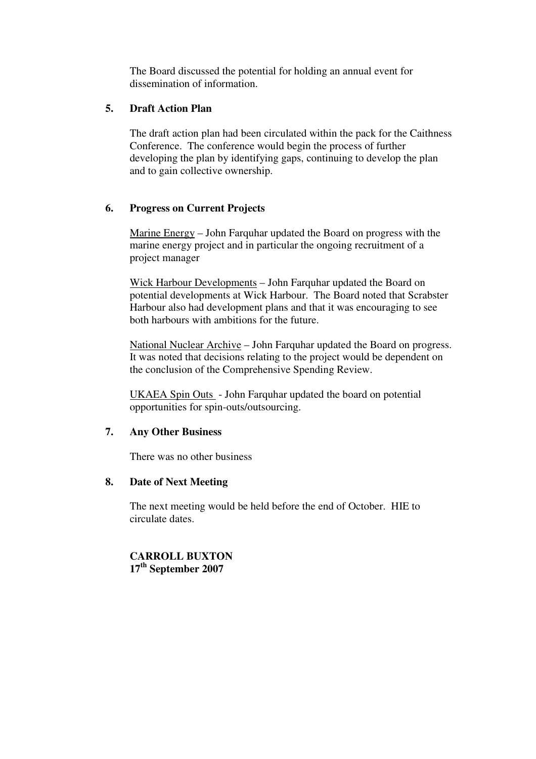The Board discussed the potential for holding an annual event for dissemination of information.

**5. Draft Action Plan**

The draft action plan had been circulated within the pack for the Caithness Conference. The conference would begin the process of further developing the plan by identifying gaps, continuing to develop the plan and to gain collective ownership.

**6. Progress on Current Projects**

Marine Energy – John Farquhar updated the Board on progress with the marine energy project and in particular the ongoing recruitment of a project manager

Wick Harbour Developments – John Farquhar updated the Board on potential developments at Wick Harbour. The Board noted that Scrabster Harbour also had development plans and that it was encouraging to see both harbours with ambitions for the future.

National Nuclear Archive – John Farquhar updated the Board on progress. It was noted that decisions relating to the project would be dependent on the conclusion of the Comprehensive Spending Review.

UKAEA Spin Outs - John Farquhar updated the board on potential opportunities for spin-outs/outsourcing.

**7. Any Other Business**

There was no other business

**8. Date of Next Meeting**

The next meeting would be held before the end of October. HIE to circulate dates.

**CARROLL BUXTON**
**17th September 2007**